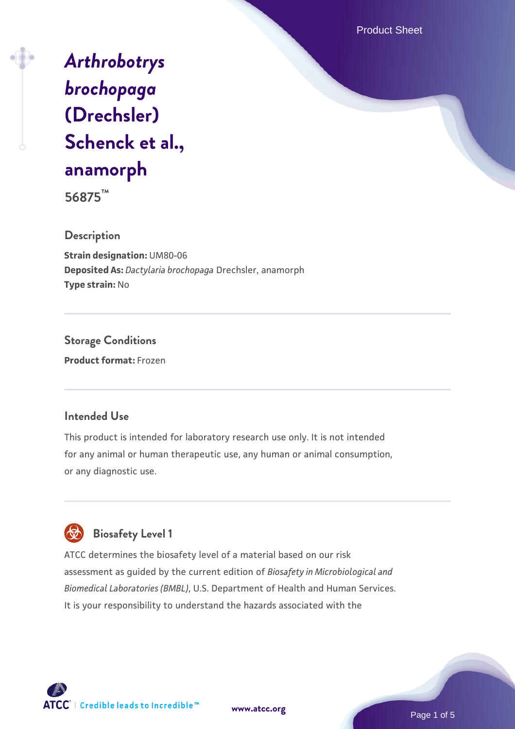# *Arthrobotrys brochopaga* (Drechsler) Schenck et al., anamorph

**56875™**

## Description

**Strain designation:** UM80-06

**Deposited As:** *Dactylaria brochopaga* Drechsler, anamorph

**Type strain:** No

## Storage Conditions

**Product format:** Frozen

## Intended Use

This product is intended for laboratory research use only. It is not intended for any animal or human therapeutic use, any human or animal consumption, or any diagnostic use.

## Biosafety Level 1

ATCC determines the biosafety level of a material based on our risk assessment as guided by the current edition of *Biosafety in Microbiological and Biomedical Laboratories (BMBL)*, U.S. Department of Health and Human Services. It is your responsibility to understand the hazards associated with the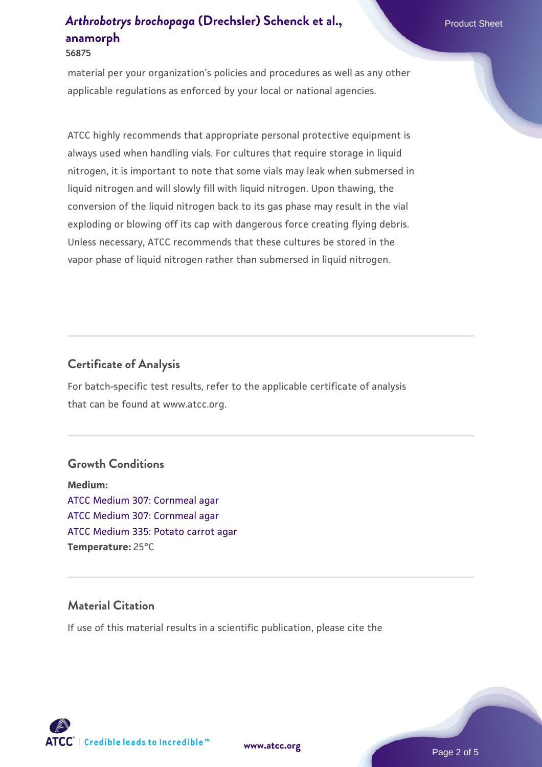material per your organization's policies and procedures as well as any other applicable regulations as enforced by your local or national agencies.

ATCC highly recommends that appropriate personal protective equipment is always used when handling vials. For cultures that require storage in liquid nitrogen, it is important to note that some vials may leak when submersed in liquid nitrogen and will slowly fill with liquid nitrogen. Upon thawing, the conversion of the liquid nitrogen back to its gas phase may result in the vial exploding or blowing off its cap with dangerous force creating flying debris. Unless necessary, ATCC recommends that these cultures be stored in the vapor phase of liquid nitrogen rather than submersed in liquid nitrogen.

## Certificate of Analysis

For batch-specific test results, refer to the applicable certificate of analysis that can be found at www.atcc.org.

## Growth Conditions

**Medium:**
ATCC Medium 307: Cornmeal agar
ATCC Medium 307: Cornmeal agar
ATCC Medium 335: Potato carrot agar
**Temperature:** 25°C

## Material Citation

If use of this material results in a scientific publication, please cite the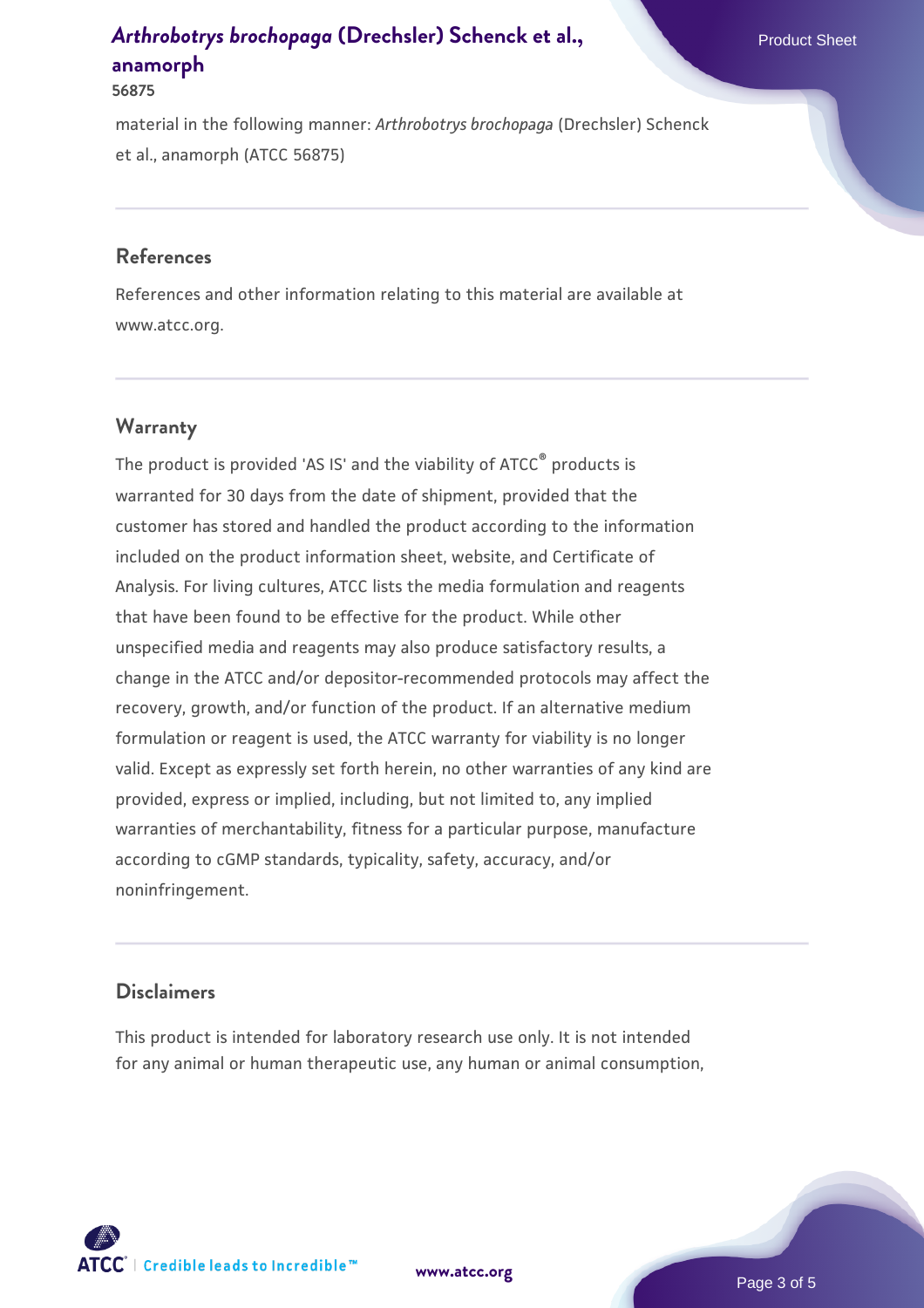material in the following manner: *Arthrobotrys brochopaga* (Drechsler) Schenck et al., anamorph (ATCC 56875)

## References

References and other information relating to this material are available at www.atcc.org.

## Warranty

The product is provided 'AS IS' and the viability of ATCC® products is warranted for 30 days from the date of shipment, provided that the customer has stored and handled the product according to the information included on the product information sheet, website, and Certificate of Analysis. For living cultures, ATCC lists the media formulation and reagents that have been found to be effective for the product. While other unspecified media and reagents may also produce satisfactory results, a change in the ATCC and/or depositor-recommended protocols may affect the recovery, growth, and/or function of the product. If an alternative medium formulation or reagent is used, the ATCC warranty for viability is no longer valid. Except as expressly set forth herein, no other warranties of any kind are provided, express or implied, including, but not limited to, any implied warranties of merchantability, fitness for a particular purpose, manufacture according to cGMP standards, typicality, safety, accuracy, and/or noninfringement.

## Disclaimers

This product is intended for laboratory research use only. It is not intended for any animal or human therapeutic use, any human or animal consumption,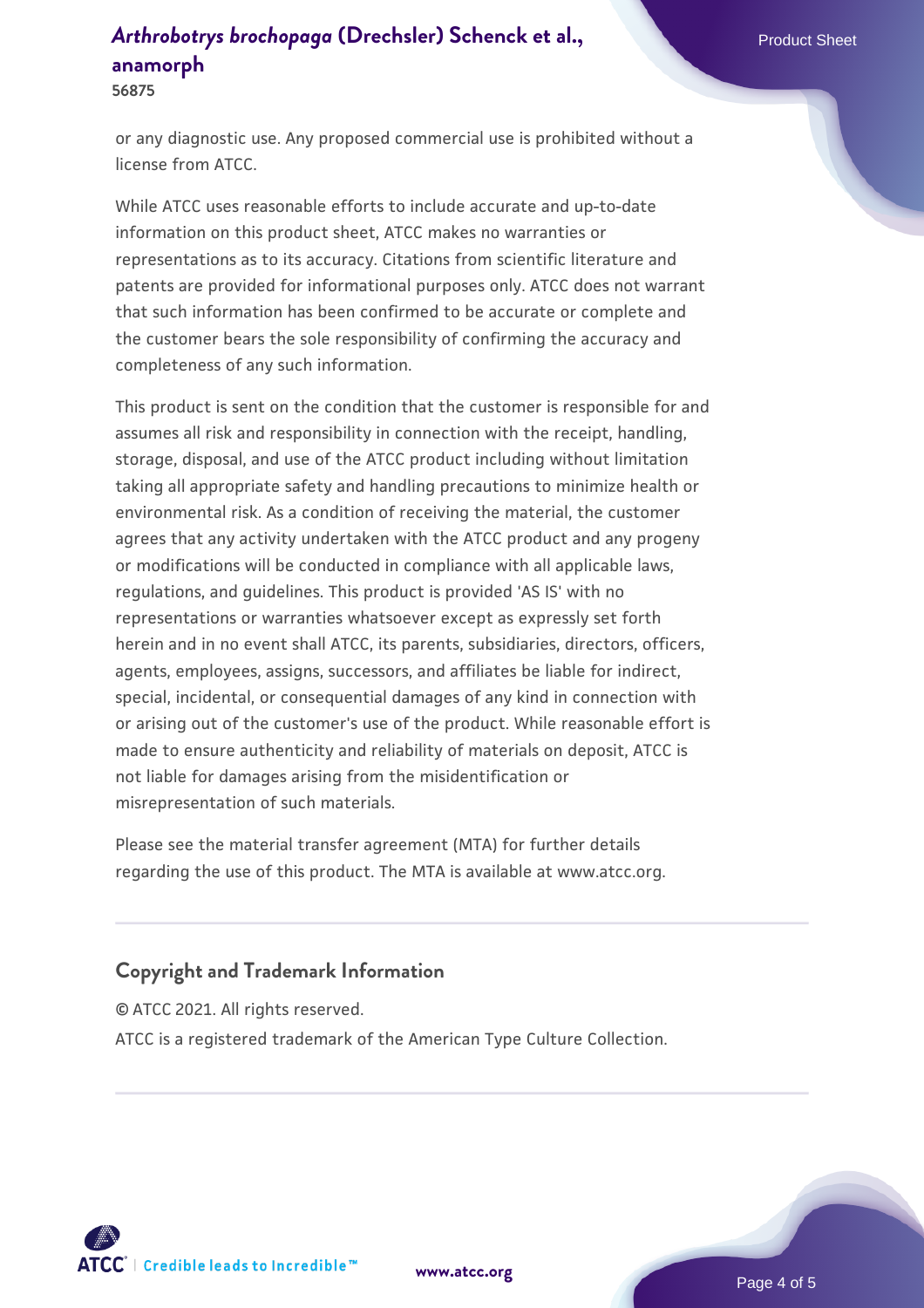or any diagnostic use. Any proposed commercial use is prohibited without a license from ATCC.

While ATCC uses reasonable efforts to include accurate and up-to-date information on this product sheet, ATCC makes no warranties or representations as to its accuracy. Citations from scientific literature and patents are provided for informational purposes only. ATCC does not warrant that such information has been confirmed to be accurate or complete and the customer bears the sole responsibility of confirming the accuracy and completeness of any such information.

This product is sent on the condition that the customer is responsible for and assumes all risk and responsibility in connection with the receipt, handling, storage, disposal, and use of the ATCC product including without limitation taking all appropriate safety and handling precautions to minimize health or environmental risk. As a condition of receiving the material, the customer agrees that any activity undertaken with the ATCC product and any progeny or modifications will be conducted in compliance with all applicable laws, regulations, and guidelines. This product is provided 'AS IS' with no representations or warranties whatsoever except as expressly set forth herein and in no event shall ATCC, its parents, subsidiaries, directors, officers, agents, employees, assigns, successors, and affiliates be liable for indirect, special, incidental, or consequential damages of any kind in connection with or arising out of the customer's use of the product. While reasonable effort is made to ensure authenticity and reliability of materials on deposit, ATCC is not liable for damages arising from the misidentification or misrepresentation of such materials.

Please see the material transfer agreement (MTA) for further details regarding the use of this product. The MTA is available at www.atcc.org.

## Copyright and Trademark Information

© ATCC 2021. All rights reserved.

ATCC is a registered trademark of the American Type Culture Collection.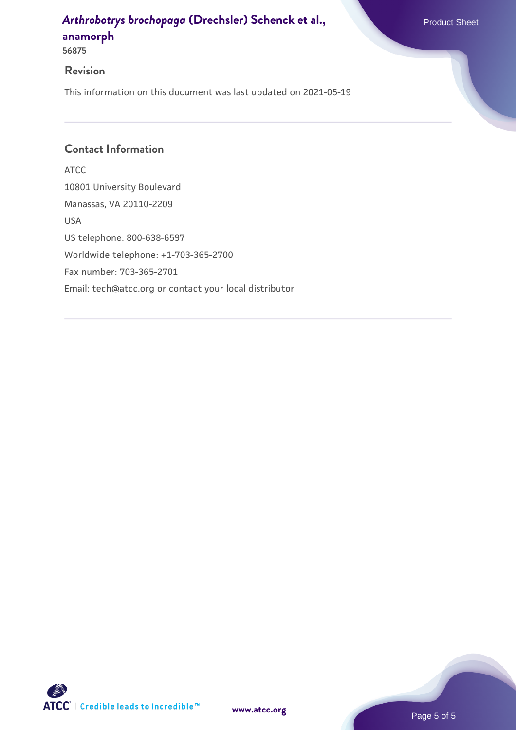## Revision

This information on this document was last updated on 2021-05-19

## Contact Information

ATCC
10801 University Boulevard
Manassas, VA 20110-2209
USA
US telephone: 800-638-6597
Worldwide telephone: +1-703-365-2700
Fax number: 703-365-2701
Email: tech@atcc.org or contact your local distributor